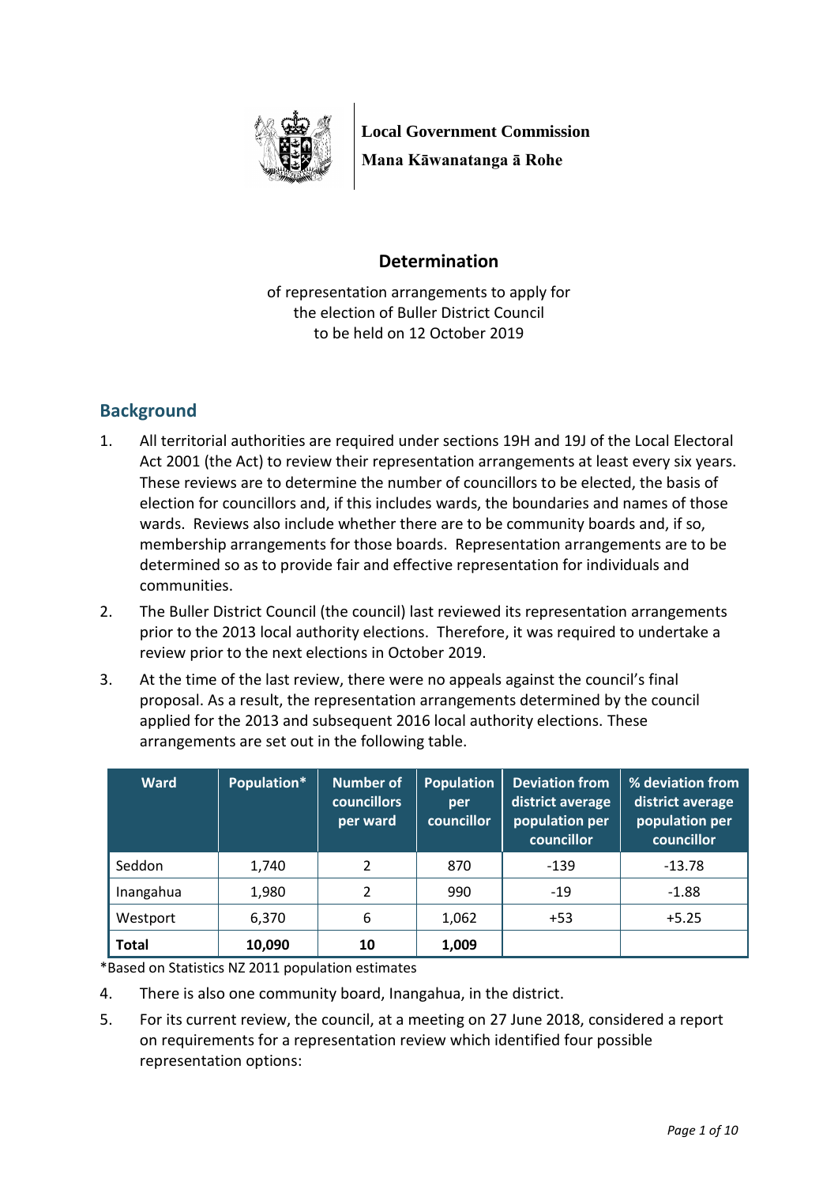**Local Government Commission**
**Mana Kāwanatanga ā Rohe**

# Determination

of representation arrangements to apply for
the election of Buller District Council
to be held on 12 October 2019

## Background

1. All territorial authorities are required under sections 19H and 19J of the Local Electoral Act 2001 (the Act) to review their representation arrangements at least every six years. These reviews are to determine the number of councillors to be elected, the basis of election for councillors and, if this includes wards, the boundaries and names of those wards. Reviews also include whether there are to be community boards and, if so, membership arrangements for those boards. Representation arrangements are to be determined so as to provide fair and effective representation for individuals and communities.

2. The Buller District Council (the council) last reviewed its representation arrangements prior to the 2013 local authority elections. Therefore, it was required to undertake a review prior to the next elections in October 2019.

3. At the time of the last review, there were no appeals against the council's final proposal. As a result, the representation arrangements determined by the council applied for the 2013 and subsequent 2016 local authority elections. These arrangements are set out in the following table.

| Ward | Population* | Number of councillors per ward | Population per councillor | Deviation from district average population per councillor | % deviation from district average population per councillor |
|---|---|---|---|---|---|
| Seddon | 1,740 | 2 | 870 | -139 | -13.78 |
| Inangahua | 1,980 | 2 | 990 | -19 | -1.88 |
| Westport | 6,370 | 6 | 1,062 | +53 | +5.25 |
| **Total** | **10,090** | **10** | **1,009** | | |

*Based on Statistics NZ 2011 population estimates

4. There is also one community board, Inangahua, in the district.

5. For its current review, the council, at a meeting on 27 June 2018, considered a report on requirements for a representation review which identified four possible representation options: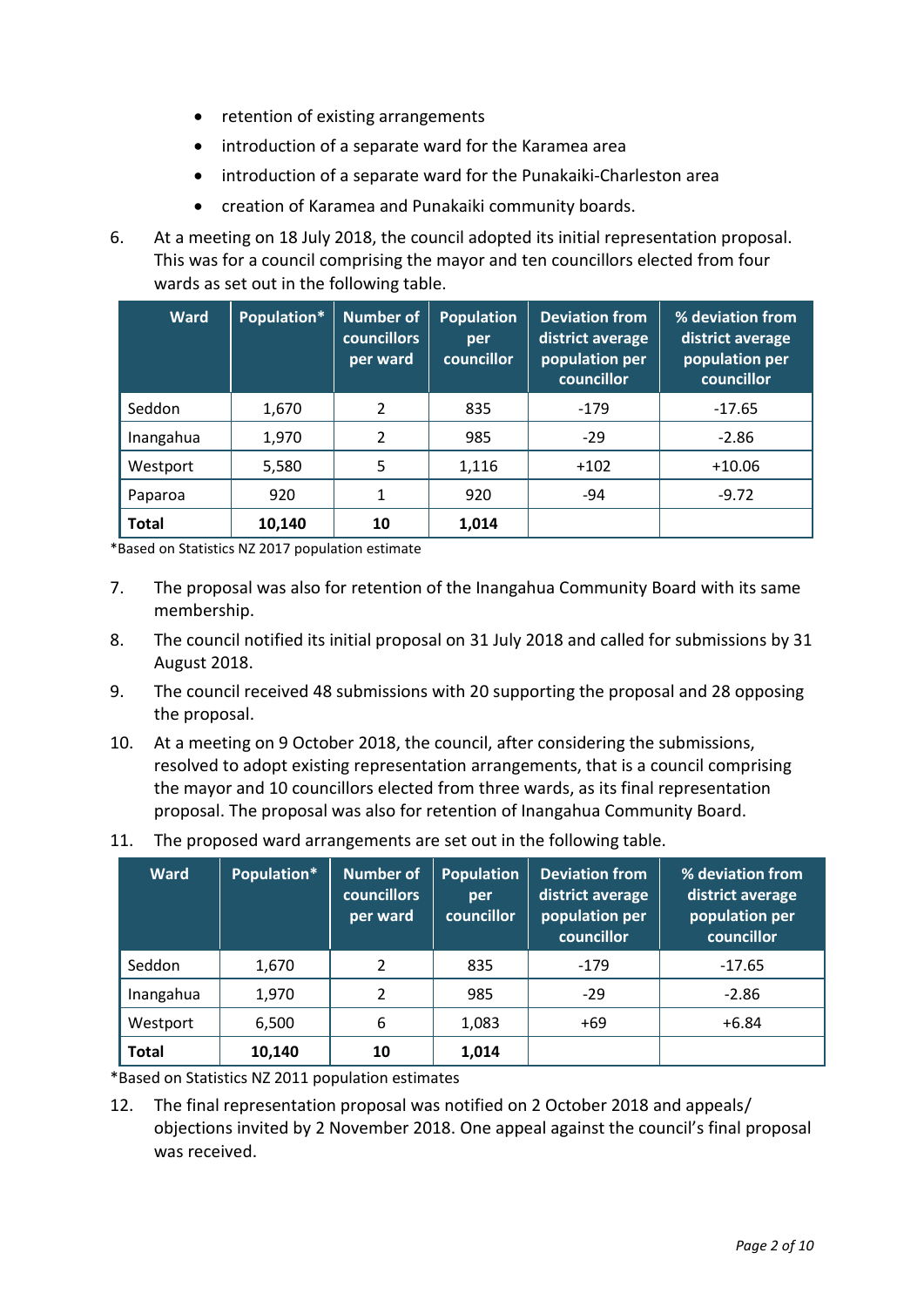- retention of existing arrangements
- introduction of a separate ward for the Karamea area
- introduction of a separate ward for the Punakaiki-Charleston area
- creation of Karamea and Punakaiki community boards.

6. At a meeting on 18 July 2018, the council adopted its initial representation proposal. This was for a council comprising the mayor and ten councillors elected from four wards as set out in the following table.

| Ward | Population* | Number of councillors per ward | Population per councillor | Deviation from district average population per councillor | % deviation from district average population per councillor |
|---|---|---|---|---|---|
| Seddon | 1,670 | 2 | 835 | -179 | -17.65 |
| Inangahua | 1,970 | 2 | 985 | -29 | -2.86 |
| Westport | 5,580 | 5 | 1,116 | +102 | +10.06 |
| Paparoa | 920 | 1 | 920 | -94 | -9.72 |
| **Total** | **10,140** | **10** | **1,014** | | |

*Based on Statistics NZ 2017 population estimate

7. The proposal was also for retention of the Inangahua Community Board with its same membership.
8. The council notified its initial proposal on 31 July 2018 and called for submissions by 31 August 2018.
9. The council received 48 submissions with 20 supporting the proposal and 28 opposing the proposal.
10. At a meeting on 9 October 2018, the council, after considering the submissions, resolved to adopt existing representation arrangements, that is a council comprising the mayor and 10 councillors elected from three wards, as its final representation proposal. The proposal was also for retention of Inangahua Community Board.
11. The proposed ward arrangements are set out in the following table.

| Ward | Population* | Number of councillors per ward | Population per councillor | Deviation from district average population per councillor | % deviation from district average population per councillor |
|---|---|---|---|---|---|
| Seddon | 1,670 | 2 | 835 | -179 | -17.65 |
| Inangahua | 1,970 | 2 | 985 | -29 | -2.86 |
| Westport | 6,500 | 6 | 1,083 | +69 | +6.84 |
| **Total** | **10,140** | **10** | **1,014** | | |

*Based on Statistics NZ 2011 population estimates

12. The final representation proposal was notified on 2 October 2018 and appeals/ objections invited by 2 November 2018. One appeal against the council's final proposal was received.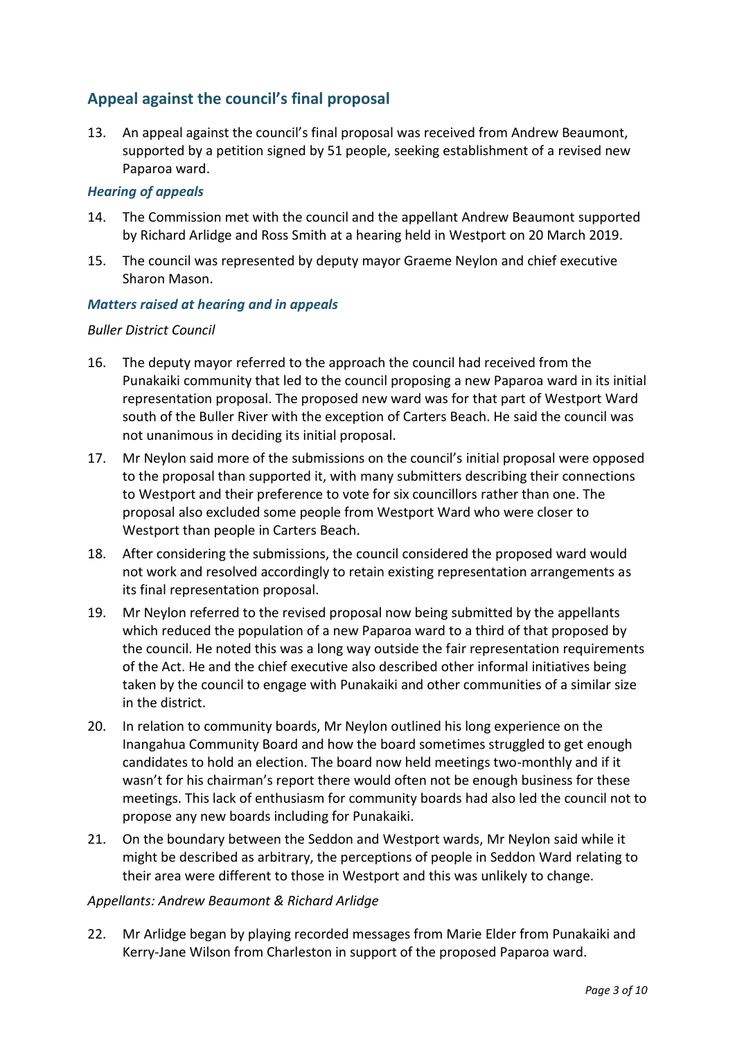## Appeal against the council's final proposal

13. An appeal against the council's final proposal was received from Andrew Beaumont, supported by a petition signed by 51 people, seeking establishment of a revised new Paparoa ward.

### *Hearing of appeals*

14. The Commission met with the council and the appellant Andrew Beaumont supported by Richard Arlidge and Ross Smith at a hearing held in Westport on 20 March 2019.

15. The council was represented by deputy mayor Graeme Neylon and chief executive Sharon Mason.

### *Matters raised at hearing and in appeals*

*Buller District Council*

16. The deputy mayor referred to the approach the council had received from the Punakaiki community that led to the council proposing a new Paparoa ward in its initial representation proposal. The proposed new ward was for that part of Westport Ward south of the Buller River with the exception of Carters Beach. He said the council was not unanimous in deciding its initial proposal.

17. Mr Neylon said more of the submissions on the council's initial proposal were opposed to the proposal than supported it, with many submitters describing their connections to Westport and their preference to vote for six councillors rather than one. The proposal also excluded some people from Westport Ward who were closer to Westport than people in Carters Beach.

18. After considering the submissions, the council considered the proposed ward would not work and resolved accordingly to retain existing representation arrangements as its final representation proposal.

19. Mr Neylon referred to the revised proposal now being submitted by the appellants which reduced the population of a new Paparoa ward to a third of that proposed by the council. He noted this was a long way outside the fair representation requirements of the Act. He and the chief executive also described other informal initiatives being taken by the council to engage with Punakaiki and other communities of a similar size in the district.

20. In relation to community boards, Mr Neylon outlined his long experience on the Inangahua Community Board and how the board sometimes struggled to get enough candidates to hold an election. The board now held meetings two-monthly and if it wasn't for his chairman's report there would often not be enough business for these meetings. This lack of enthusiasm for community boards had also led the council not to propose any new boards including for Punakaiki.

21. On the boundary between the Seddon and Westport wards, Mr Neylon said while it might be described as arbitrary, the perceptions of people in Seddon Ward relating to their area were different to those in Westport and this was unlikely to change.

*Appellants: Andrew Beaumont & Richard Arlidge*

22. Mr Arlidge began by playing recorded messages from Marie Elder from Punakaiki and Kerry-Jane Wilson from Charleston in support of the proposed Paparoa ward.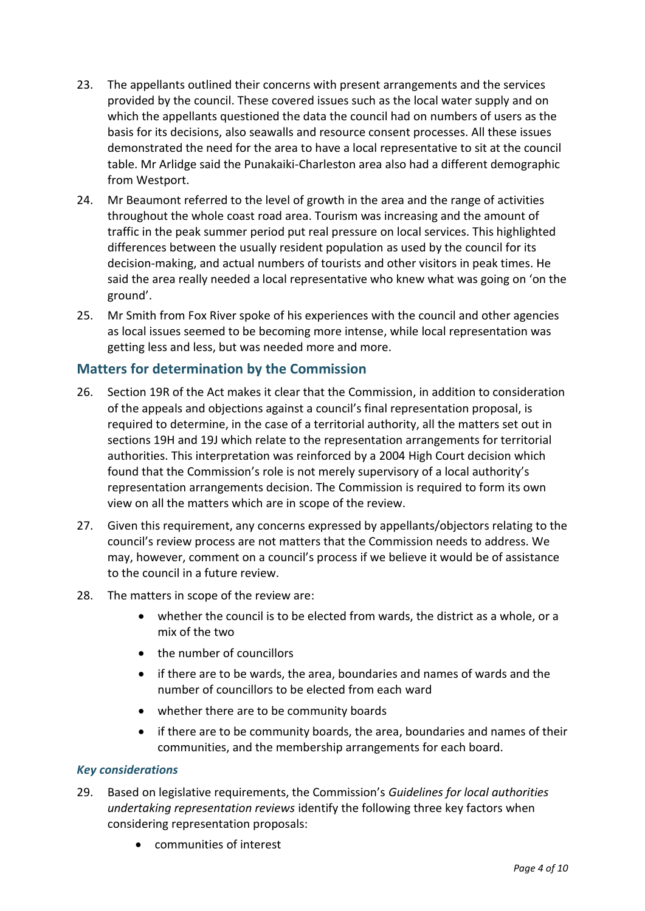23. The appellants outlined their concerns with present arrangements and the services provided by the council. These covered issues such as the local water supply and on which the appellants questioned the data the council had on numbers of users as the basis for its decisions, also seawalls and resource consent processes. All these issues demonstrated the need for the area to have a local representative to sit at the council table. Mr Arlidge said the Punakaiki-Charleston area also had a different demographic from Westport.

24. Mr Beaumont referred to the level of growth in the area and the range of activities throughout the whole coast road area. Tourism was increasing and the amount of traffic in the peak summer period put real pressure on local services. This highlighted differences between the usually resident population as used by the council for its decision-making, and actual numbers of tourists and other visitors in peak times. He said the area really needed a local representative who knew what was going on 'on the ground'.

25. Mr Smith from Fox River spoke of his experiences with the council and other agencies as local issues seemed to be becoming more intense, while local representation was getting less and less, but was needed more and more.

## Matters for determination by the Commission

26. Section 19R of the Act makes it clear that the Commission, in addition to consideration of the appeals and objections against a council's final representation proposal, is required to determine, in the case of a territorial authority, all the matters set out in sections 19H and 19J which relate to the representation arrangements for territorial authorities. This interpretation was reinforced by a 2004 High Court decision which found that the Commission's role is not merely supervisory of a local authority's representation arrangements decision. The Commission is required to form its own view on all the matters which are in scope of the review.

27. Given this requirement, any concerns expressed by appellants/objectors relating to the council's review process are not matters that the Commission needs to address. We may, however, comment on a council's process if we believe it would be of assistance to the council in a future review.

28. The matters in scope of the review are:
    - whether the council is to be elected from wards, the district as a whole, or a mix of the two
    - the number of councillors
    - if there are to be wards, the area, boundaries and names of wards and the number of councillors to be elected from each ward
    - whether there are to be community boards
    - if there are to be community boards, the area, boundaries and names of their communities, and the membership arrangements for each board.

### *Key considerations*

29. Based on legislative requirements, the Commission's *Guidelines for local authorities undertaking representation reviews* identify the following three key factors when considering representation proposals:
    - communities of interest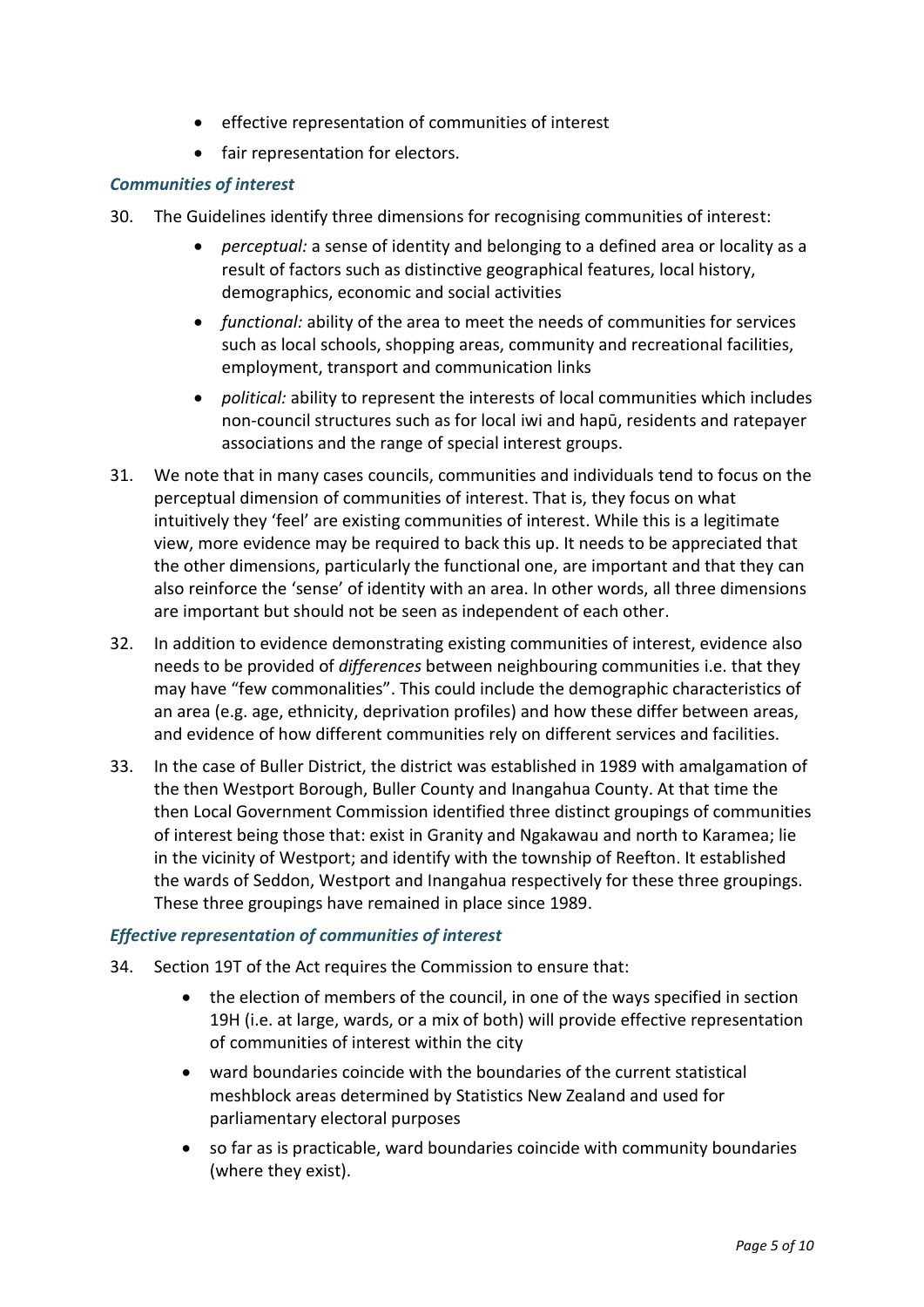- effective representation of communities of interest
- fair representation for electors.

### *Communities of interest*

30. The Guidelines identify three dimensions for recognising communities of interest:
    - *perceptual:* a sense of identity and belonging to a defined area or locality as a result of factors such as distinctive geographical features, local history, demographics, economic and social activities
    - *functional:* ability of the area to meet the needs of communities for services such as local schools, shopping areas, community and recreational facilities, employment, transport and communication links
    - *political:* ability to represent the interests of local communities which includes non-council structures such as for local iwi and hapū, residents and ratepayer associations and the range of special interest groups.

31. We note that in many cases councils, communities and individuals tend to focus on the perceptual dimension of communities of interest. That is, they focus on what intuitively they 'feel' are existing communities of interest. While this is a legitimate view, more evidence may be required to back this up. It needs to be appreciated that the other dimensions, particularly the functional one, are important and that they can also reinforce the 'sense' of identity with an area. In other words, all three dimensions are important but should not be seen as independent of each other.

32. In addition to evidence demonstrating existing communities of interest, evidence also needs to be provided of *differences* between neighbouring communities i.e. that they may have "few commonalities". This could include the demographic characteristics of an area (e.g. age, ethnicity, deprivation profiles) and how these differ between areas, and evidence of how different communities rely on different services and facilities.

33. In the case of Buller District, the district was established in 1989 with amalgamation of the then Westport Borough, Buller County and Inangahua County. At that time the then Local Government Commission identified three distinct groupings of communities of interest being those that: exist in Granity and Ngakawau and north to Karamea; lie in the vicinity of Westport; and identify with the township of Reefton. It established the wards of Seddon, Westport and Inangahua respectively for these three groupings. These three groupings have remained in place since 1989.

### *Effective representation of communities of interest*

34. Section 19T of the Act requires the Commission to ensure that:
    - the election of members of the council, in one of the ways specified in section 19H (i.e. at large, wards, or a mix of both) will provide effective representation of communities of interest within the city
    - ward boundaries coincide with the boundaries of the current statistical meshblock areas determined by Statistics New Zealand and used for parliamentary electoral purposes
    - so far as is practicable, ward boundaries coincide with community boundaries (where they exist).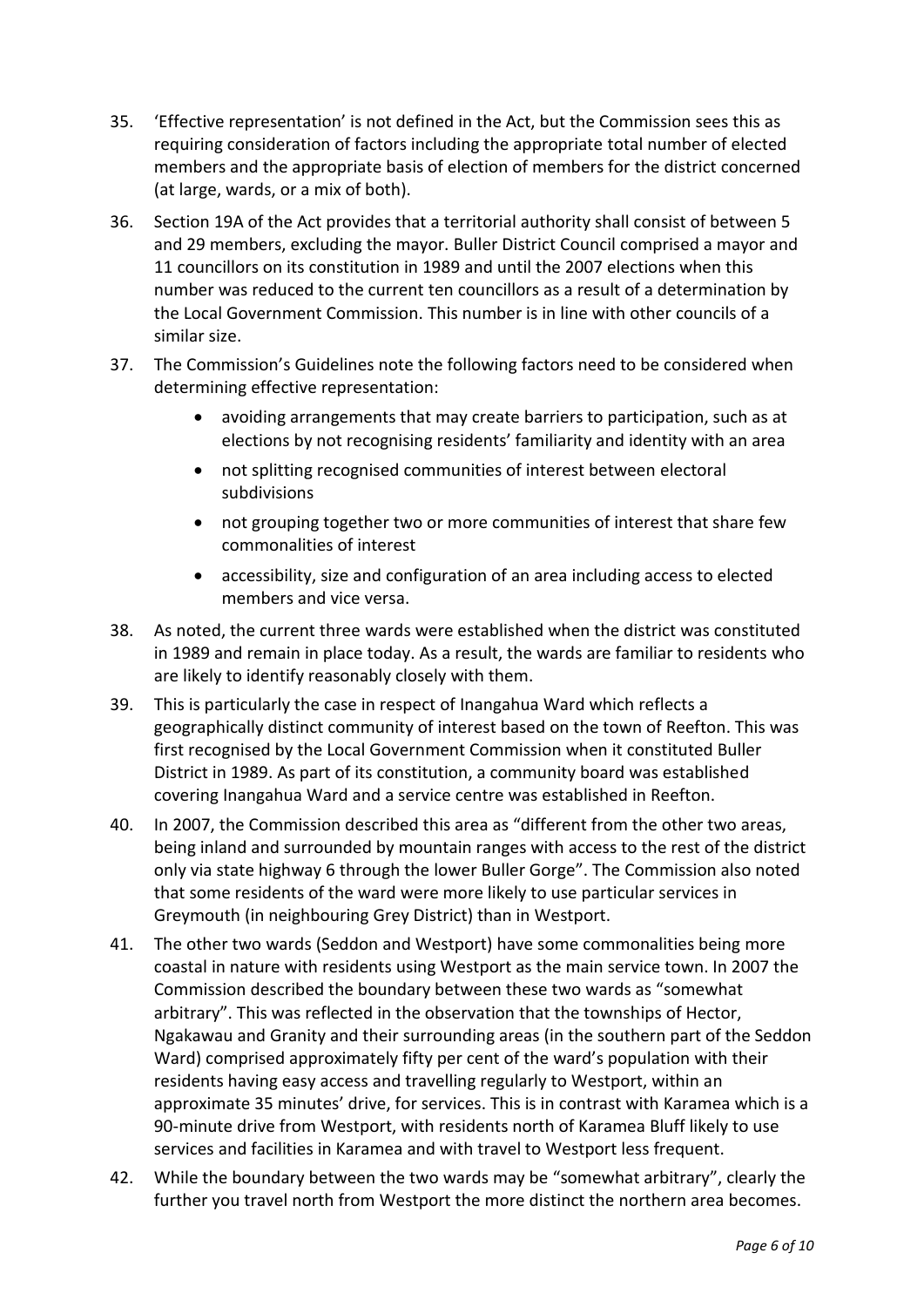35. 'Effective representation' is not defined in the Act, but the Commission sees this as requiring consideration of factors including the appropriate total number of elected members and the appropriate basis of election of members for the district concerned (at large, wards, or a mix of both).

36. Section 19A of the Act provides that a territorial authority shall consist of between 5 and 29 members, excluding the mayor. Buller District Council comprised a mayor and 11 councillors on its constitution in 1989 and until the 2007 elections when this number was reduced to the current ten councillors as a result of a determination by the Local Government Commission. This number is in line with other councils of a similar size.

37. The Commission's Guidelines note the following factors need to be considered when determining effective representation:

    - avoiding arrangements that may create barriers to participation, such as at elections by not recognising residents' familiarity and identity with an area
    - not splitting recognised communities of interest between electoral subdivisions
    - not grouping together two or more communities of interest that share few commonalities of interest
    - accessibility, size and configuration of an area including access to elected members and vice versa.

38. As noted, the current three wards were established when the district was constituted in 1989 and remain in place today. As a result, the wards are familiar to residents who are likely to identify reasonably closely with them.

39. This is particularly the case in respect of Inangahua Ward which reflects a geographically distinct community of interest based on the town of Reefton. This was first recognised by the Local Government Commission when it constituted Buller District in 1989. As part of its constitution, a community board was established covering Inangahua Ward and a service centre was established in Reefton.

40. In 2007, the Commission described this area as "different from the other two areas, being inland and surrounded by mountain ranges with access to the rest of the district only via state highway 6 through the lower Buller Gorge". The Commission also noted that some residents of the ward were more likely to use particular services in Greymouth (in neighbouring Grey District) than in Westport.

41. The other two wards (Seddon and Westport) have some commonalities being more coastal in nature with residents using Westport as the main service town. In 2007 the Commission described the boundary between these two wards as "somewhat arbitrary". This was reflected in the observation that the townships of Hector, Ngakawau and Granity and their surrounding areas (in the southern part of the Seddon Ward) comprised approximately fifty per cent of the ward's population with their residents having easy access and travelling regularly to Westport, within an approximate 35 minutes' drive, for services. This is in contrast with Karamea which is a 90-minute drive from Westport, with residents north of Karamea Bluff likely to use services and facilities in Karamea and with travel to Westport less frequent.

42. While the boundary between the two wards may be "somewhat arbitrary", clearly the further you travel north from Westport the more distinct the northern area becomes.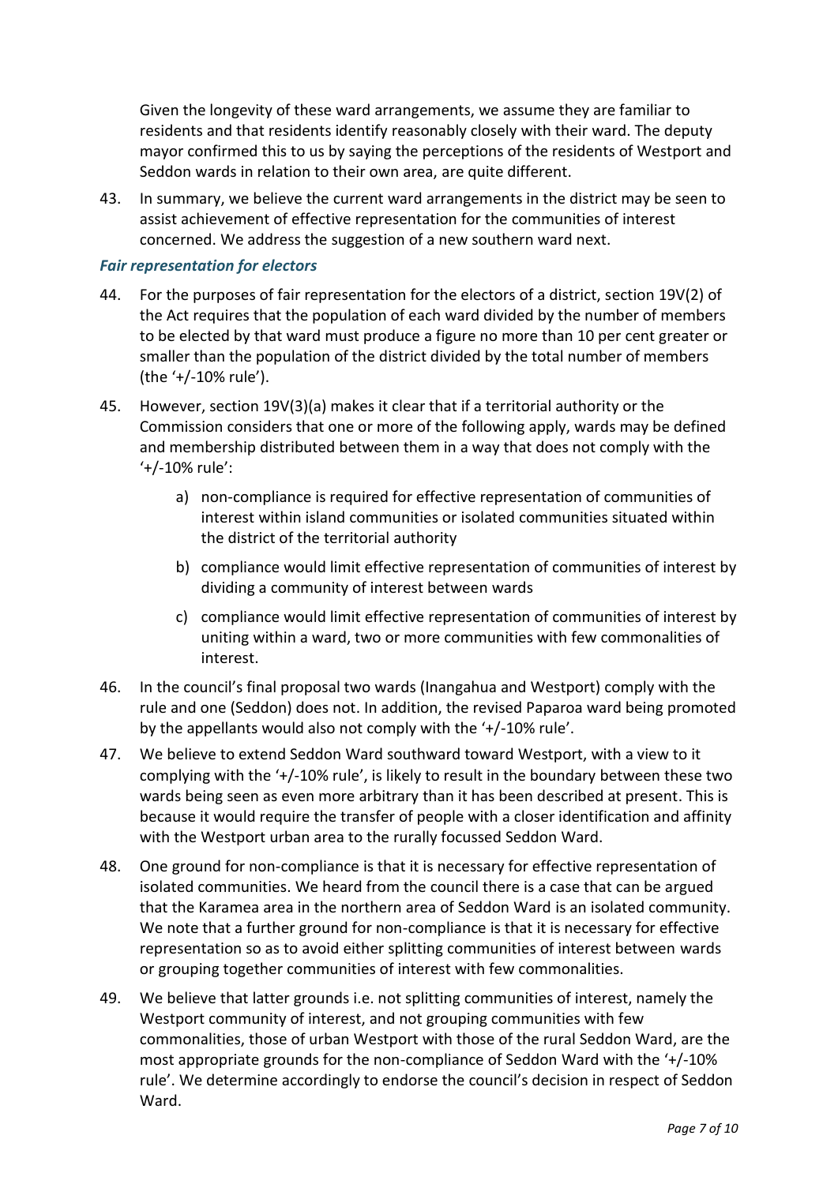Given the longevity of these ward arrangements, we assume they are familiar to residents and that residents identify reasonably closely with their ward. The deputy mayor confirmed this to us by saying the perceptions of the residents of Westport and Seddon wards in relation to their own area, are quite different.

43. In summary, we believe the current ward arrangements in the district may be seen to assist achievement of effective representation for the communities of interest concerned. We address the suggestion of a new southern ward next.

### *Fair representation for electors*

44. For the purposes of fair representation for the electors of a district, section 19V(2) of the Act requires that the population of each ward divided by the number of members to be elected by that ward must produce a figure no more than 10 per cent greater or smaller than the population of the district divided by the total number of members (the '+/-10% rule').

45. However, section 19V(3)(a) makes it clear that if a territorial authority or the Commission considers that one or more of the following apply, wards may be defined and membership distributed between them in a way that does not comply with the '+/-10% rule':

    a) non-compliance is required for effective representation of communities of interest within island communities or isolated communities situated within the district of the territorial authority

    b) compliance would limit effective representation of communities of interest by dividing a community of interest between wards

    c) compliance would limit effective representation of communities of interest by uniting within a ward, two or more communities with few commonalities of interest.

46. In the council's final proposal two wards (Inangahua and Westport) comply with the rule and one (Seddon) does not. In addition, the revised Paparoa ward being promoted by the appellants would also not comply with the '+/-10% rule'.

47. We believe to extend Seddon Ward southward toward Westport, with a view to it complying with the '+/-10% rule', is likely to result in the boundary between these two wards being seen as even more arbitrary than it has been described at present. This is because it would require the transfer of people with a closer identification and affinity with the Westport urban area to the rurally focussed Seddon Ward.

48. One ground for non-compliance is that it is necessary for effective representation of isolated communities. We heard from the council there is a case that can be argued that the Karamea area in the northern area of Seddon Ward is an isolated community. We note that a further ground for non-compliance is that it is necessary for effective representation so as to avoid either splitting communities of interest between wards or grouping together communities of interest with few commonalities.

49. We believe that latter grounds i.e. not splitting communities of interest, namely the Westport community of interest, and not grouping communities with few commonalities, those of urban Westport with those of the rural Seddon Ward, are the most appropriate grounds for the non-compliance of Seddon Ward with the '+/-10% rule'. We determine accordingly to endorse the council's decision in respect of Seddon Ward.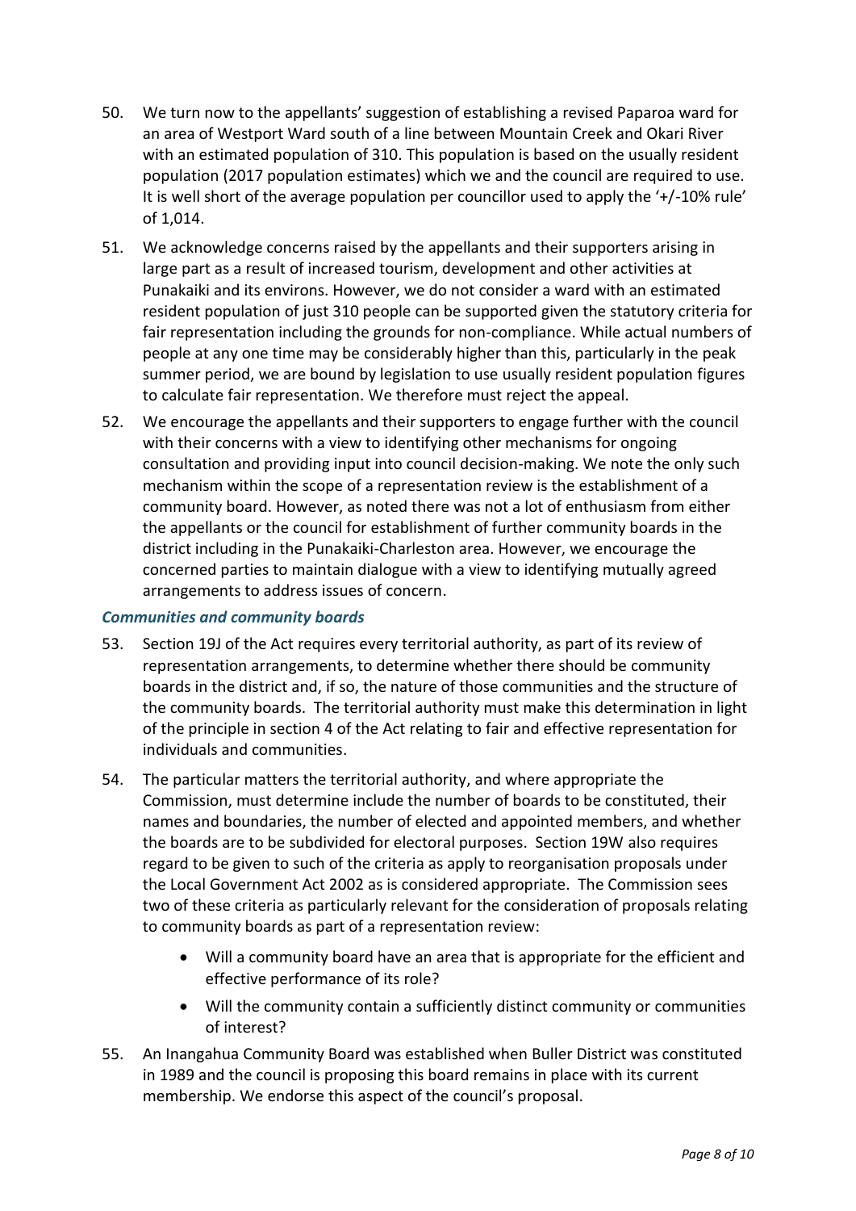50. We turn now to the appellants' suggestion of establishing a revised Paparoa ward for an area of Westport Ward south of a line between Mountain Creek and Okari River with an estimated population of 310. This population is based on the usually resident population (2017 population estimates) which we and the council are required to use. It is well short of the average population per councillor used to apply the '+/-10% rule' of 1,014.

51. We acknowledge concerns raised by the appellants and their supporters arising in large part as a result of increased tourism, development and other activities at Punakaiki and its environs. However, we do not consider a ward with an estimated resident population of just 310 people can be supported given the statutory criteria for fair representation including the grounds for non-compliance. While actual numbers of people at any one time may be considerably higher than this, particularly in the peak summer period, we are bound by legislation to use usually resident population figures to calculate fair representation. We therefore must reject the appeal.

52. We encourage the appellants and their supporters to engage further with the council with their concerns with a view to identifying other mechanisms for ongoing consultation and providing input into council decision-making. We note the only such mechanism within the scope of a representation review is the establishment of a community board. However, as noted there was not a lot of enthusiasm from either the appellants or the council for establishment of further community boards in the district including in the Punakaiki-Charleston area. However, we encourage the concerned parties to maintain dialogue with a view to identifying mutually agreed arrangements to address issues of concern.

### *Communities and community boards*

53. Section 19J of the Act requires every territorial authority, as part of its review of representation arrangements, to determine whether there should be community boards in the district and, if so, the nature of those communities and the structure of the community boards. The territorial authority must make this determination in light of the principle in section 4 of the Act relating to fair and effective representation for individuals and communities.

54. The particular matters the territorial authority, and where appropriate the Commission, must determine include the number of boards to be constituted, their names and boundaries, the number of elected and appointed members, and whether the boards are to be subdivided for electoral purposes. Section 19W also requires regard to be given to such of the criteria as apply to reorganisation proposals under the Local Government Act 2002 as is considered appropriate. The Commission sees two of these criteria as particularly relevant for the consideration of proposals relating to community boards as part of a representation review:
    - Will a community board have an area that is appropriate for the efficient and effective performance of its role?
    - Will the community contain a sufficiently distinct community or communities of interest?

55. An Inangahua Community Board was established when Buller District was constituted in 1989 and the council is proposing this board remains in place with its current membership. We endorse this aspect of the council's proposal.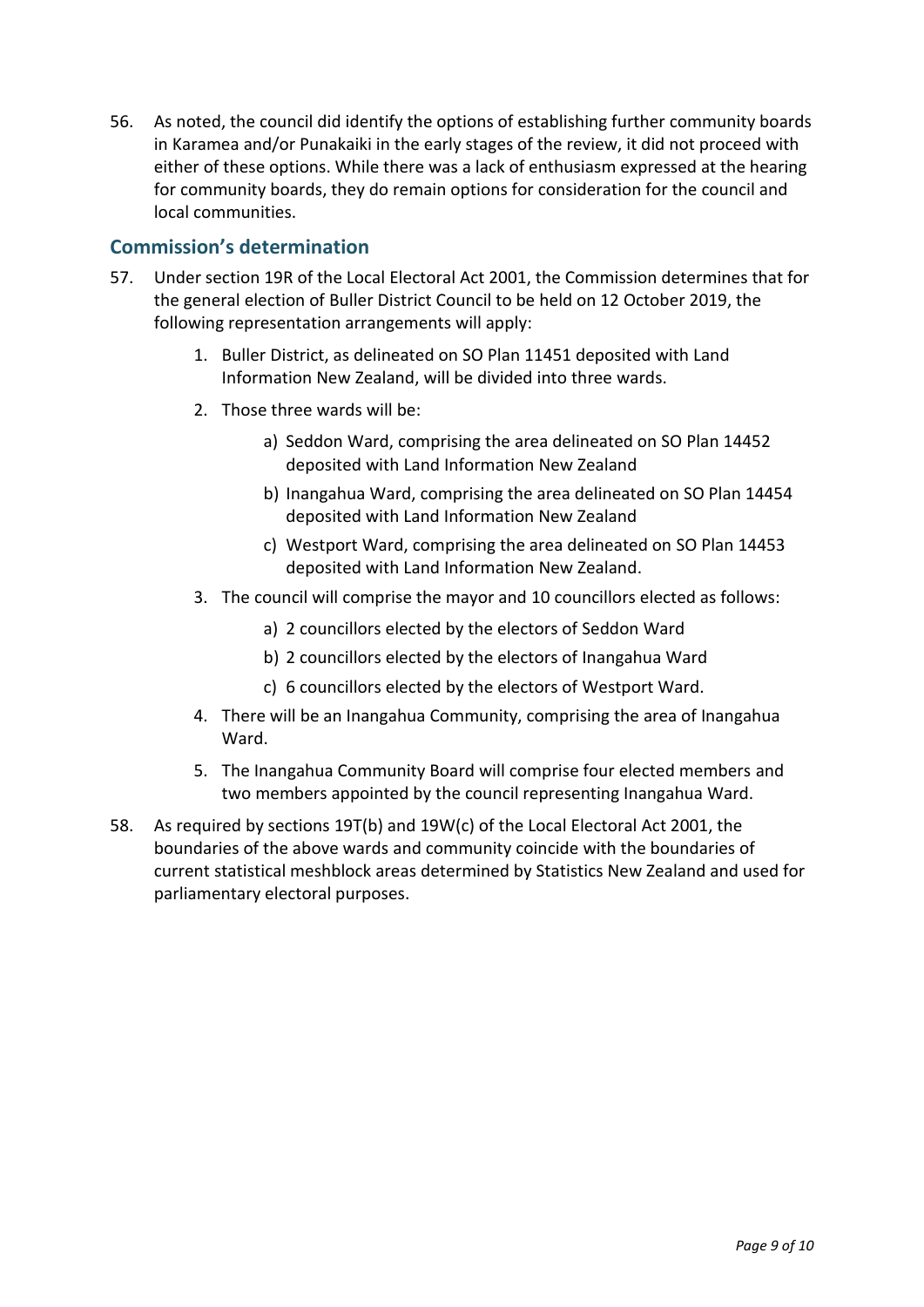56. As noted, the council did identify the options of establishing further community boards in Karamea and/or Punakaiki in the early stages of the review, it did not proceed with either of these options. While there was a lack of enthusiasm expressed at the hearing for community boards, they do remain options for consideration for the council and local communities.

## Commission's determination

57. Under section 19R of the Local Electoral Act 2001, the Commission determines that for the general election of Buller District Council to be held on 12 October 2019, the following representation arrangements will apply:

    1. Buller District, as delineated on SO Plan 11451 deposited with Land Information New Zealand, will be divided into three wards.
    2. Those three wards will be:
        a) Seddon Ward, comprising the area delineated on SO Plan 14452 deposited with Land Information New Zealand
        b) Inangahua Ward, comprising the area delineated on SO Plan 14454 deposited with Land Information New Zealand
        c) Westport Ward, comprising the area delineated on SO Plan 14453 deposited with Land Information New Zealand.
    3. The council will comprise the mayor and 10 councillors elected as follows:
        a) 2 councillors elected by the electors of Seddon Ward
        b) 2 councillors elected by the electors of Inangahua Ward
        c) 6 councillors elected by the electors of Westport Ward.
    4. There will be an Inangahua Community, comprising the area of Inangahua Ward.
    5. The Inangahua Community Board will comprise four elected members and two members appointed by the council representing Inangahua Ward.

58. As required by sections 19T(b) and 19W(c) of the Local Electoral Act 2001, the boundaries of the above wards and community coincide with the boundaries of current statistical meshblock areas determined by Statistics New Zealand and used for parliamentary electoral purposes.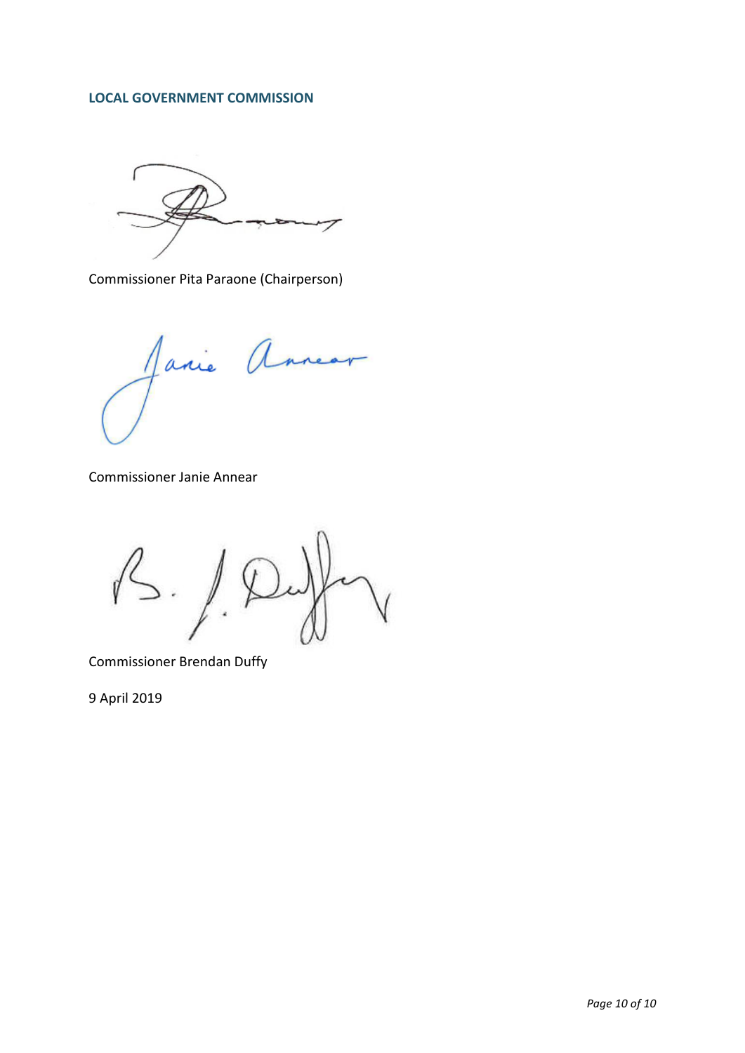**LOCAL GOVERNMENT COMMISSION**

Commissioner Pita Paraone (Chairperson)

Commissioner Janie Annear

Commissioner Brendan Duffy

9 April 2019